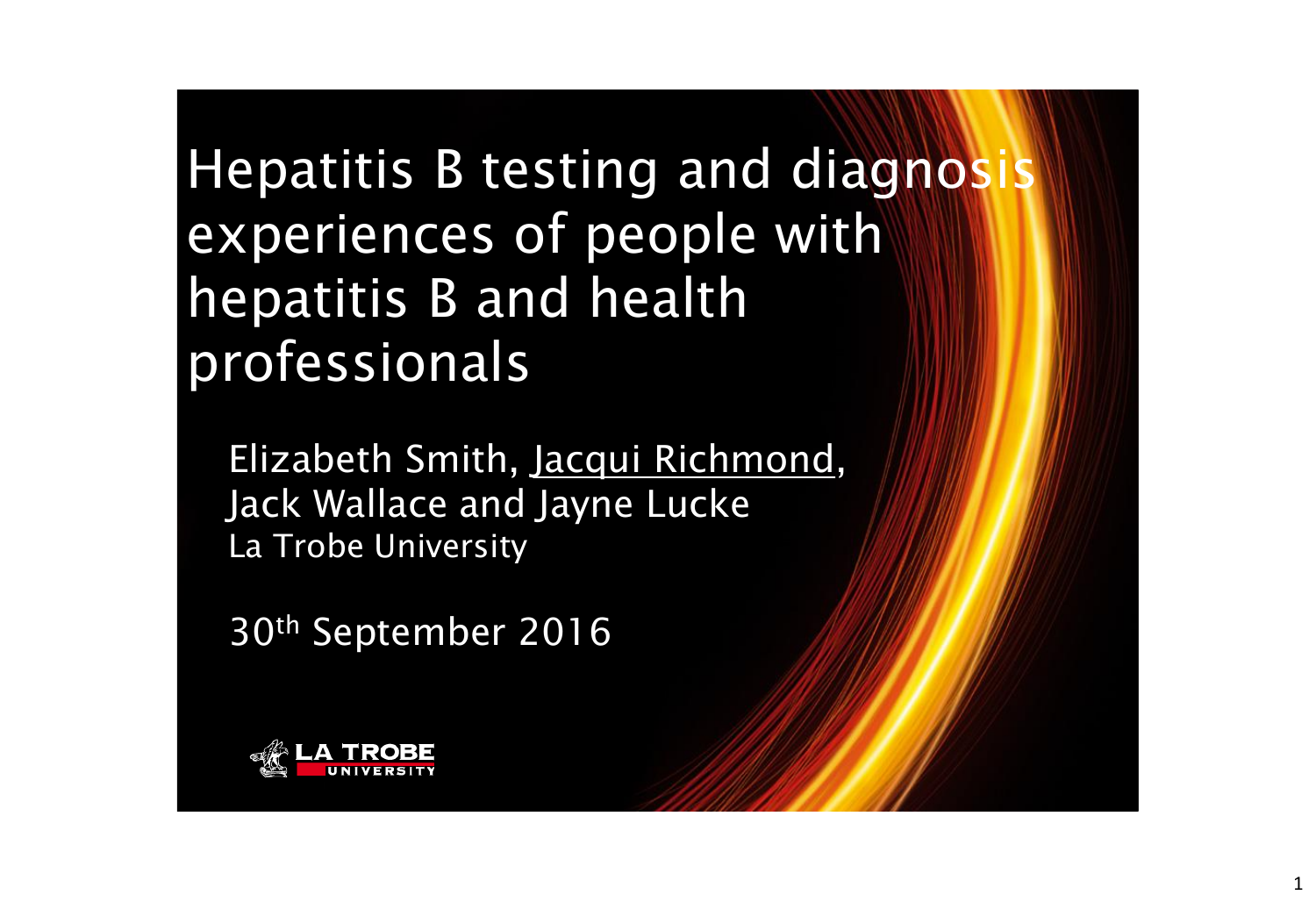# Hepatitis B testing and diagnosis experiences of people with hepatitis B and health professionals

Elizabeth Smith, Jacqui Richmond, Jack Wallace and Jayne Lucke
La Trobe University

30th September 2016

LA TROBE UNIVERSITY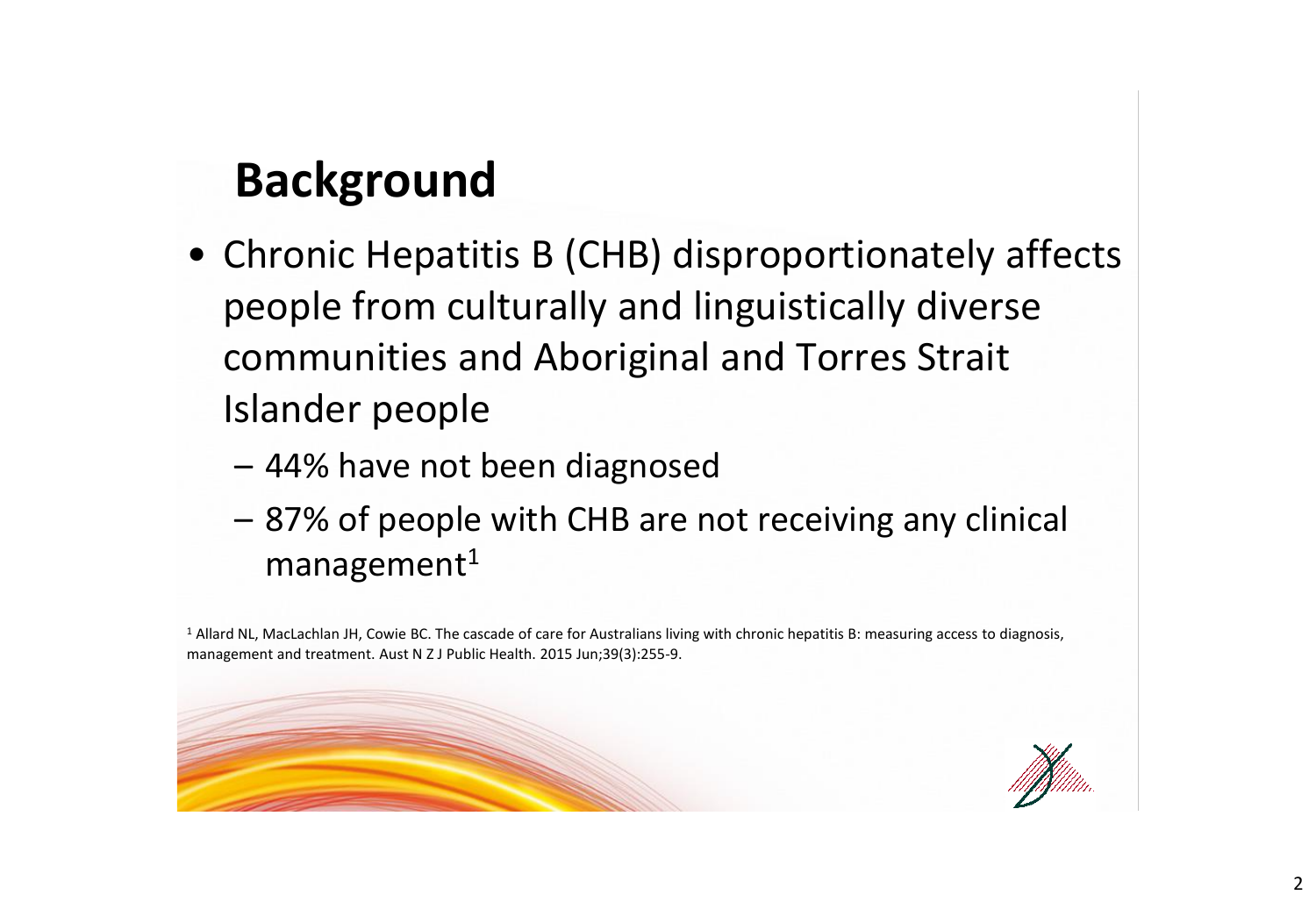# Background

- Chronic Hepatitis B (CHB) disproportionately affects people from culturally and linguistically diverse communities and Aboriginal and Torres Strait Islander people
  - 44% have not been diagnosed
  - 87% of people with CHB are not receiving any clinical management[1]

[1] Allard NL, MacLachlan JH, Cowie BC. The cascade of care for Australians living with chronic hepatitis B: measuring access to diagnosis, management and treatment. Aust N Z J Public Health. 2015 Jun;39(3):255-9.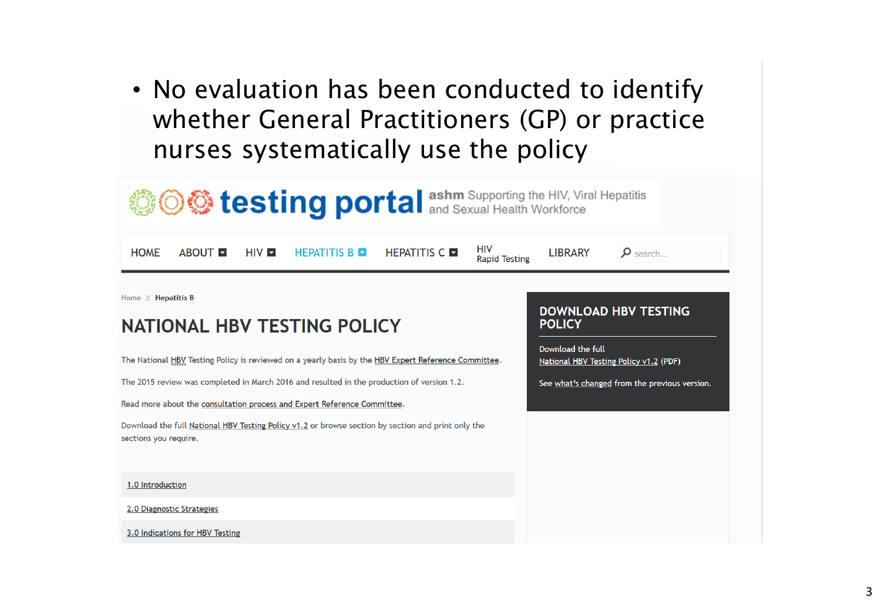- No evaluation has been conducted to identify whether General Practitioners (GP) or practice nurses systematically use the policy

testing portal ashm Supporting the HIV, Viral Hepatitis and Sexual Health Workforce

HOME | ABOUT | HIV | HEPATITIS B | HEPATITIS C | HIV Rapid Testing | LIBRARY | search...

Home // **Hepatitis B**

## NATIONAL HBV TESTING POLICY

The National HBV Testing Policy is reviewed on a yearly basis by the HBV Expert Reference Committee.

The 2015 review was completed in March 2016 and resulted in the production of version 1.2.

Read more about the consultation process and Expert Reference Committee.

Download the full National HBV Testing Policy v1.2 or browse section by section and print only the sections you require.

1.0 Introduction

2.0 Diagnostic Strategies

3.0 Indications for HBV Testing

### DOWNLOAD HBV TESTING POLICY

Download the full National HBV Testing Policy v1.2 (PDF)

See what's changed from the previous version.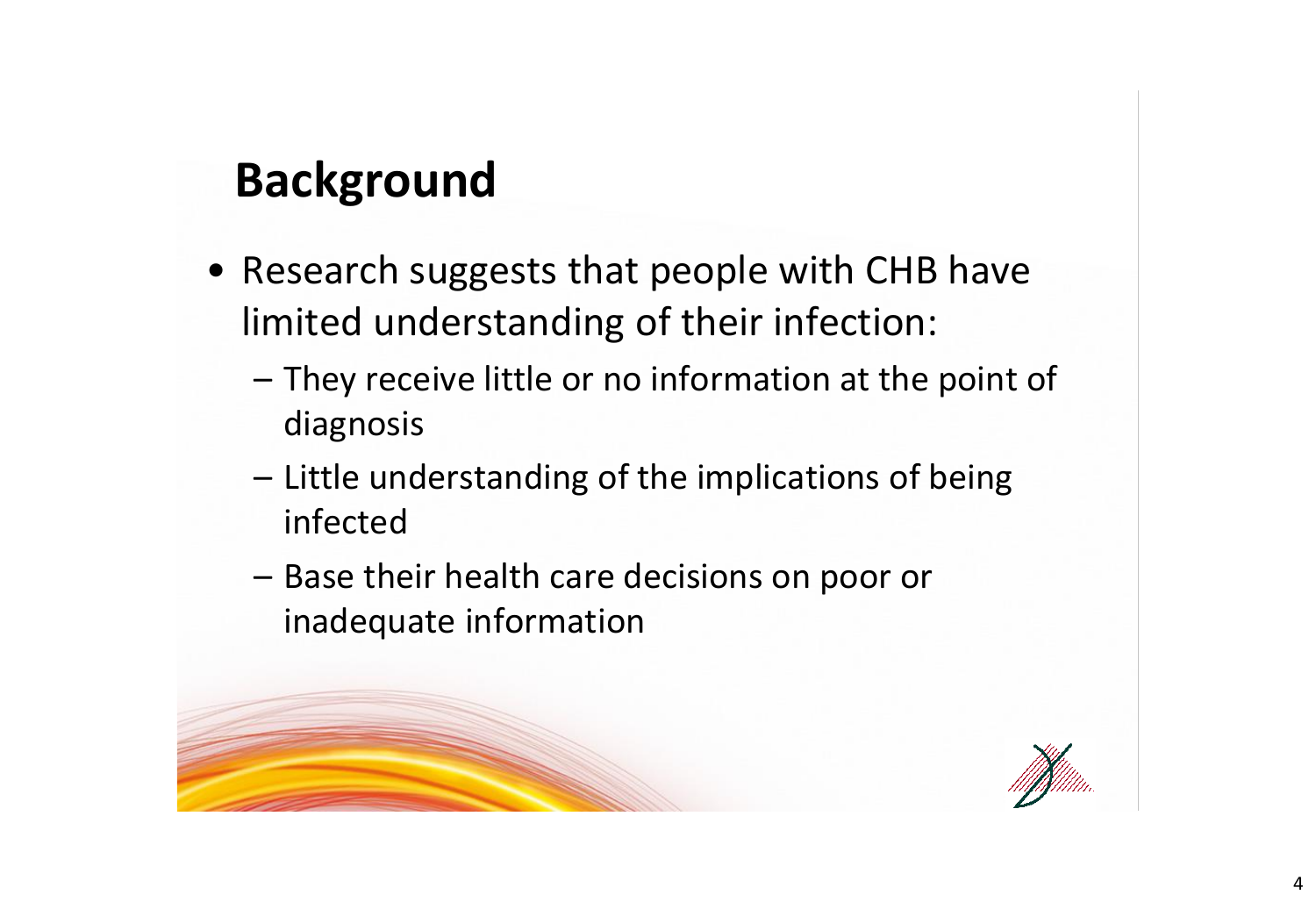# Background

- Research suggests that people with CHB have limited understanding of their infection:
  - They receive little or no information at the point of diagnosis
  - Little understanding of the implications of being infected
  - Base their health care decisions on poor or inadequate information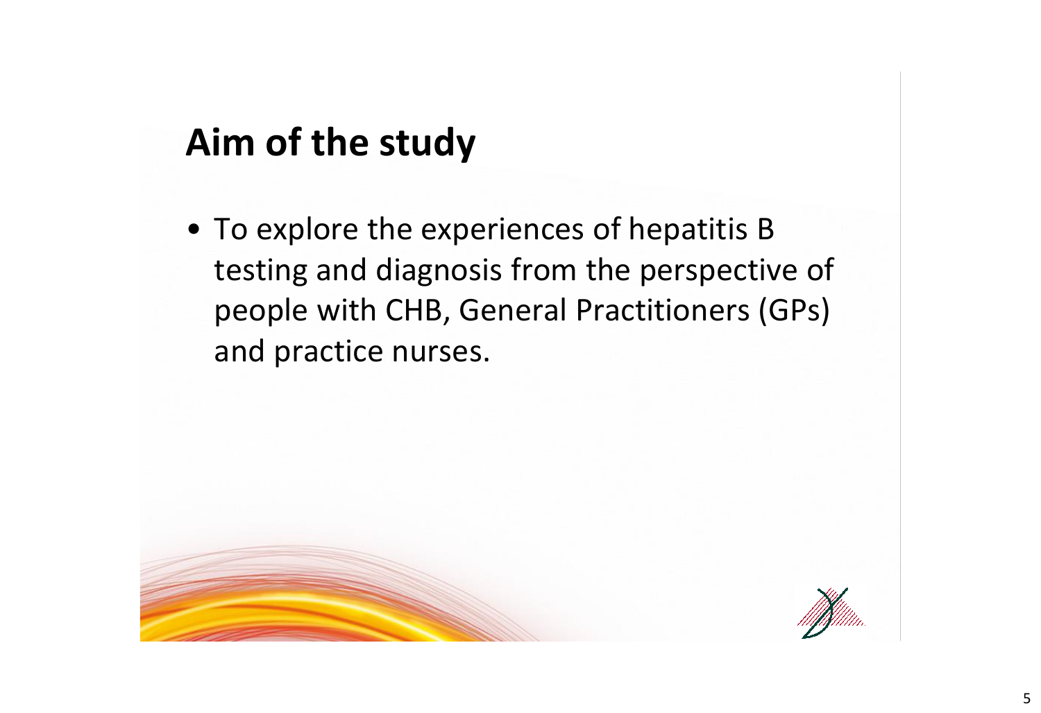## Aim of the study

- To explore the experiences of hepatitis B testing and diagnosis from the perspective of people with CHB, General Practitioners (GPs) and practice nurses.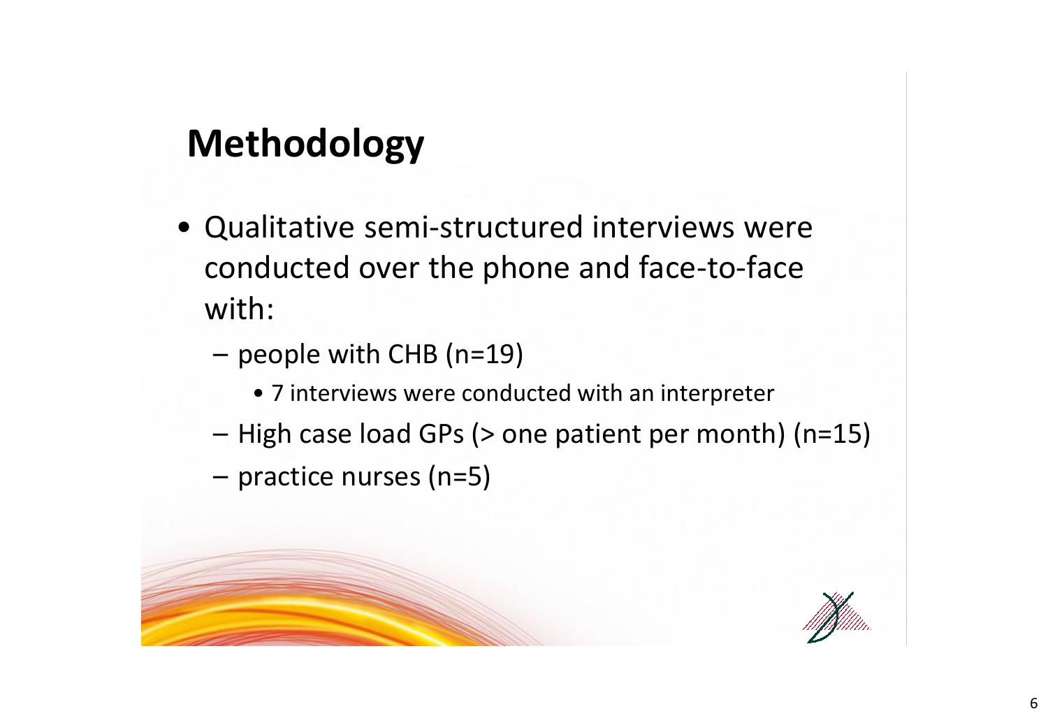# Methodology

- Qualitative semi-structured interviews were conducted over the phone and face-to-face with:
  - people with CHB (n=19)
    - 7 interviews were conducted with an interpreter
  - High case load GPs (> one patient per month) (n=15)
  - practice nurses (n=5)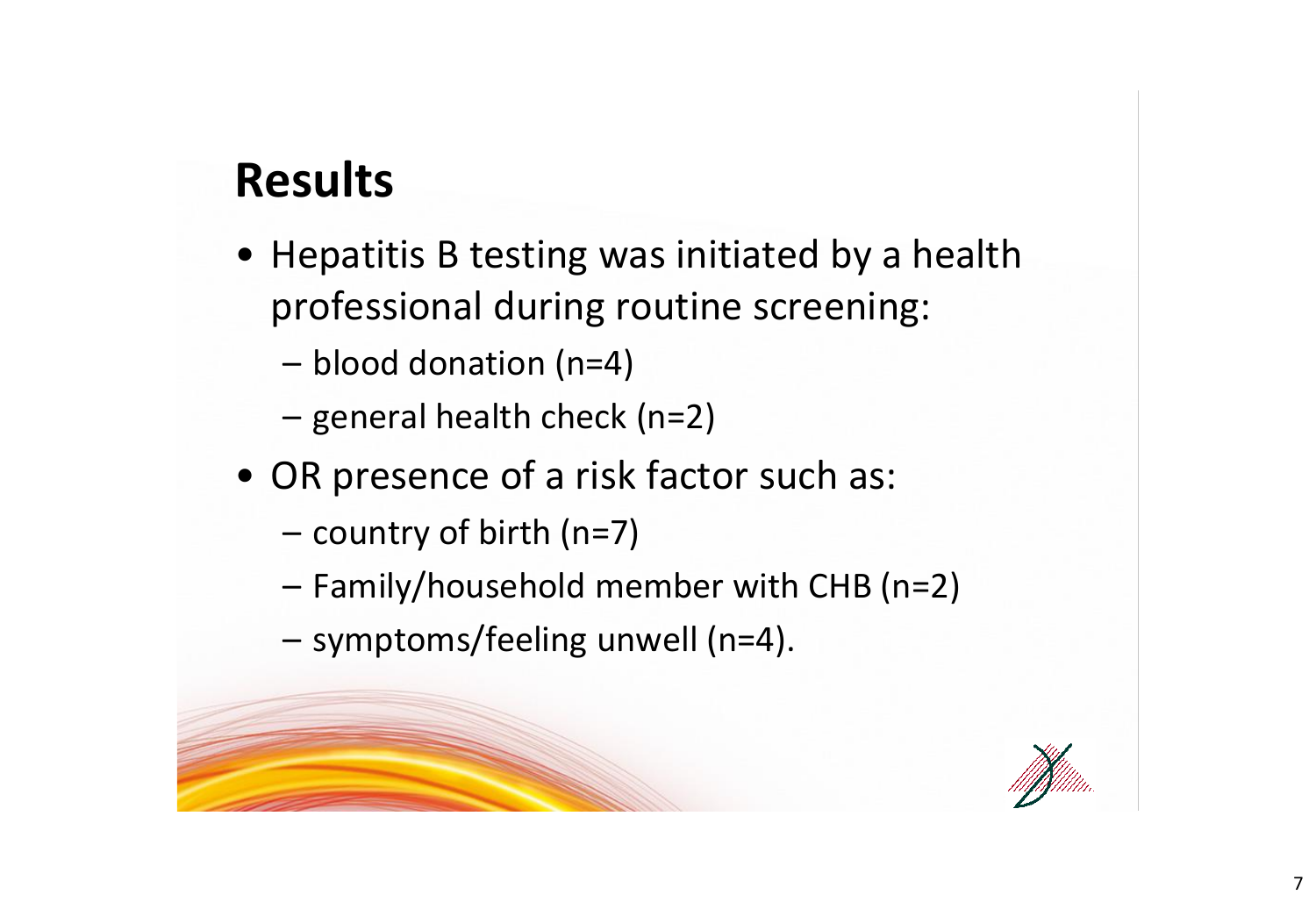# Results

- Hepatitis B testing was initiated by a health professional during routine screening:
  - blood donation (n=4)
  - general health check (n=2)
- OR presence of a risk factor such as:
  - country of birth (n=7)
  - Family/household member with CHB (n=2)
  - symptoms/feeling unwell (n=4).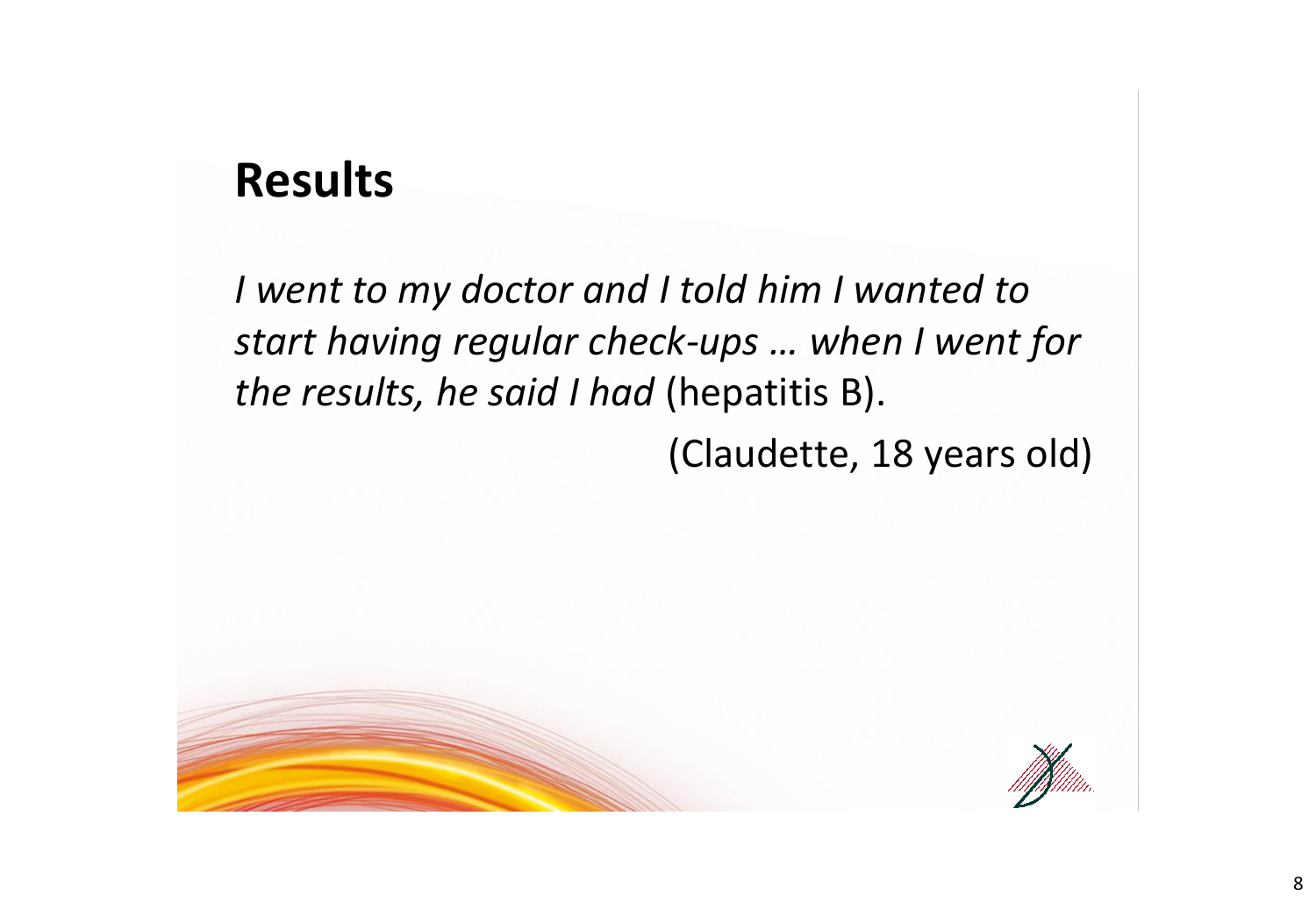## Results

*I went to my doctor and I told him I wanted to start having regular check-ups … when I went for the results, he said I had* (hepatitis B).

(Claudette, 18 years old)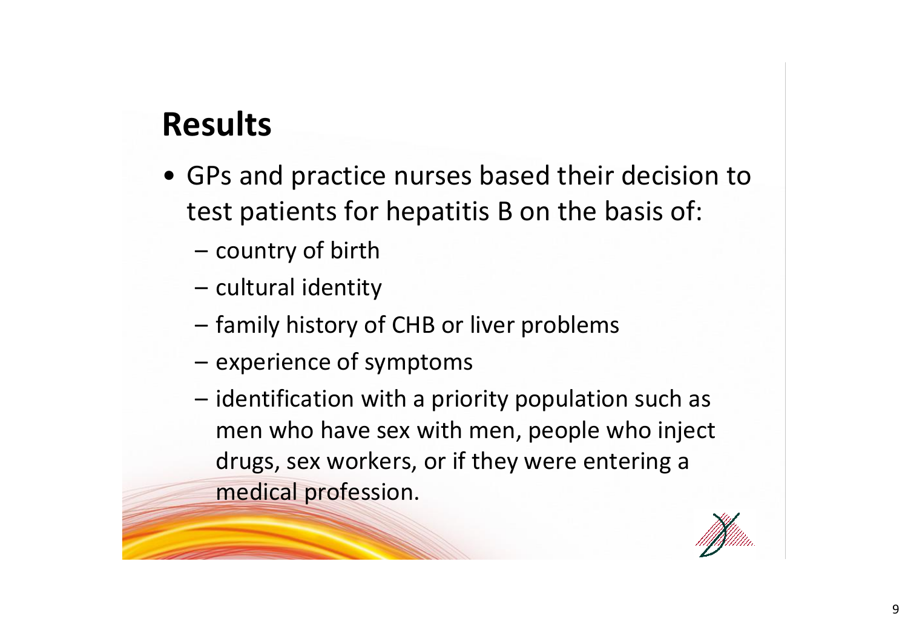# Results

- GPs and practice nurses based their decision to test patients for hepatitis B on the basis of:
  - country of birth
  - cultural identity
  - family history of CHB or liver problems
  - experience of symptoms
  - identification with a priority population such as men who have sex with men, people who inject drugs, sex workers, or if they were entering a medical profession.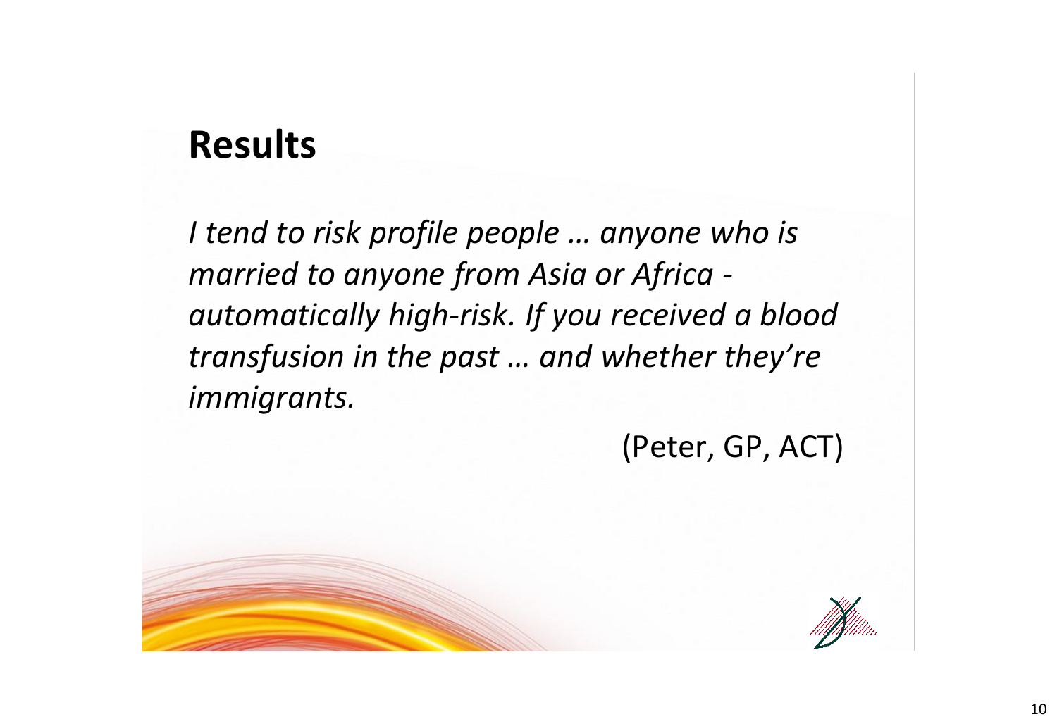## Results

*I tend to risk profile people … anyone who is married to anyone from Asia or Africa - automatically high-risk. If you received a blood transfusion in the past … and whether they're immigrants.*

(Peter, GP, ACT)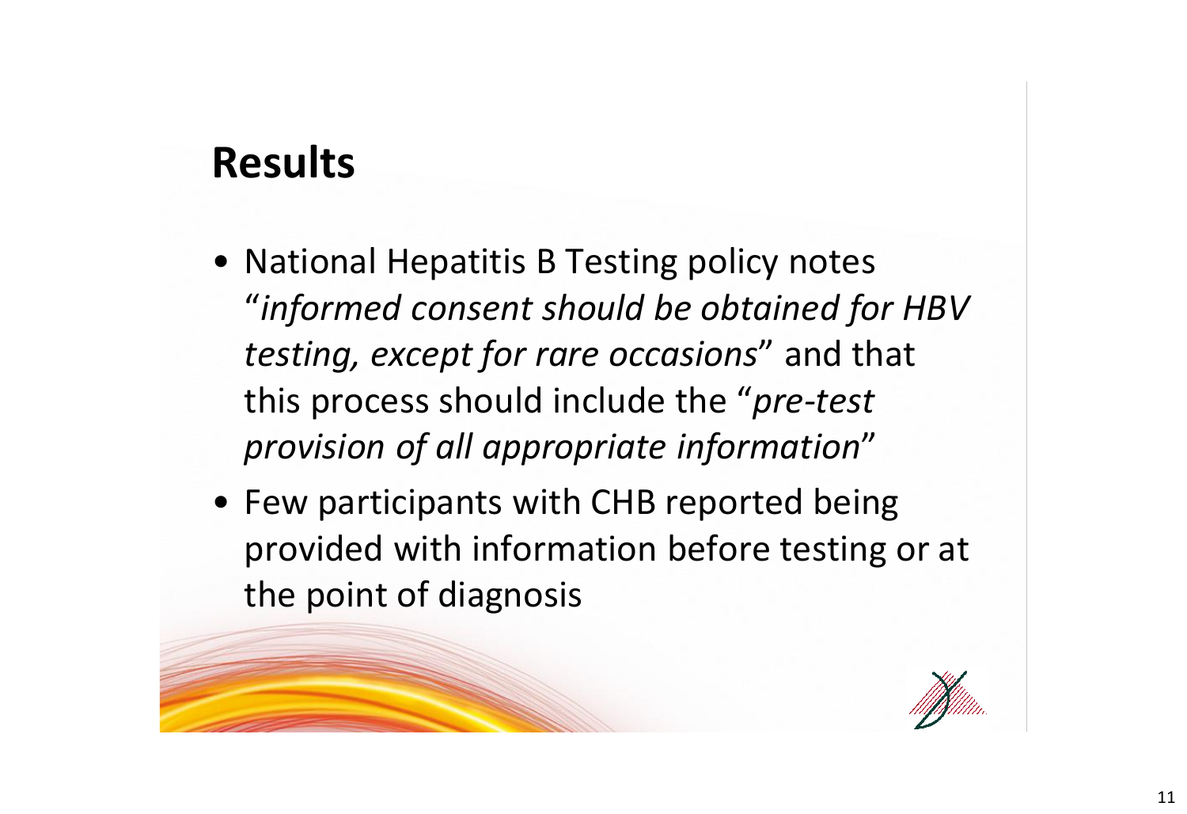## Results

- National Hepatitis B Testing policy notes "*informed consent should be obtained for HBV testing, except for rare occasions*" and that this process should include the "*pre-test provision of all appropriate information*"
- Few participants with CHB reported being provided with information before testing or at the point of diagnosis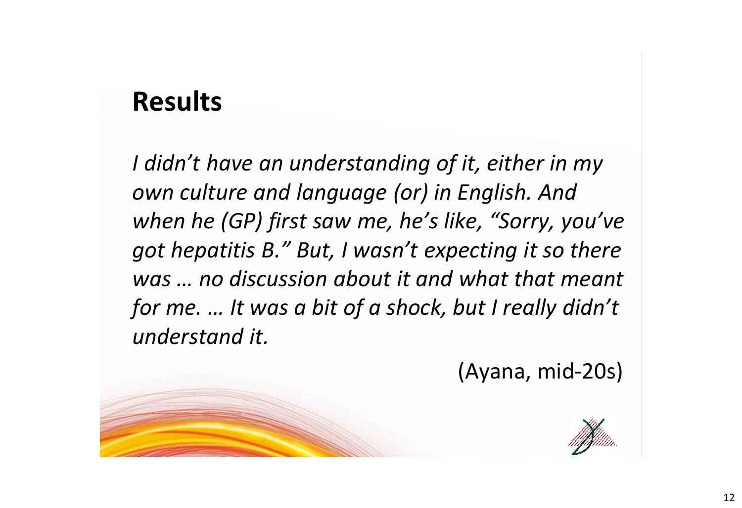# Results

*I didn't have an understanding of it, either in my own culture and language (or) in English. And when he (GP) first saw me, he's like, "Sorry, you've got hepatitis B." But, I wasn't expecting it so there was … no discussion about it and what that meant for me. … It was a bit of a shock, but I really didn't understand it.*

(Ayana, mid-20s)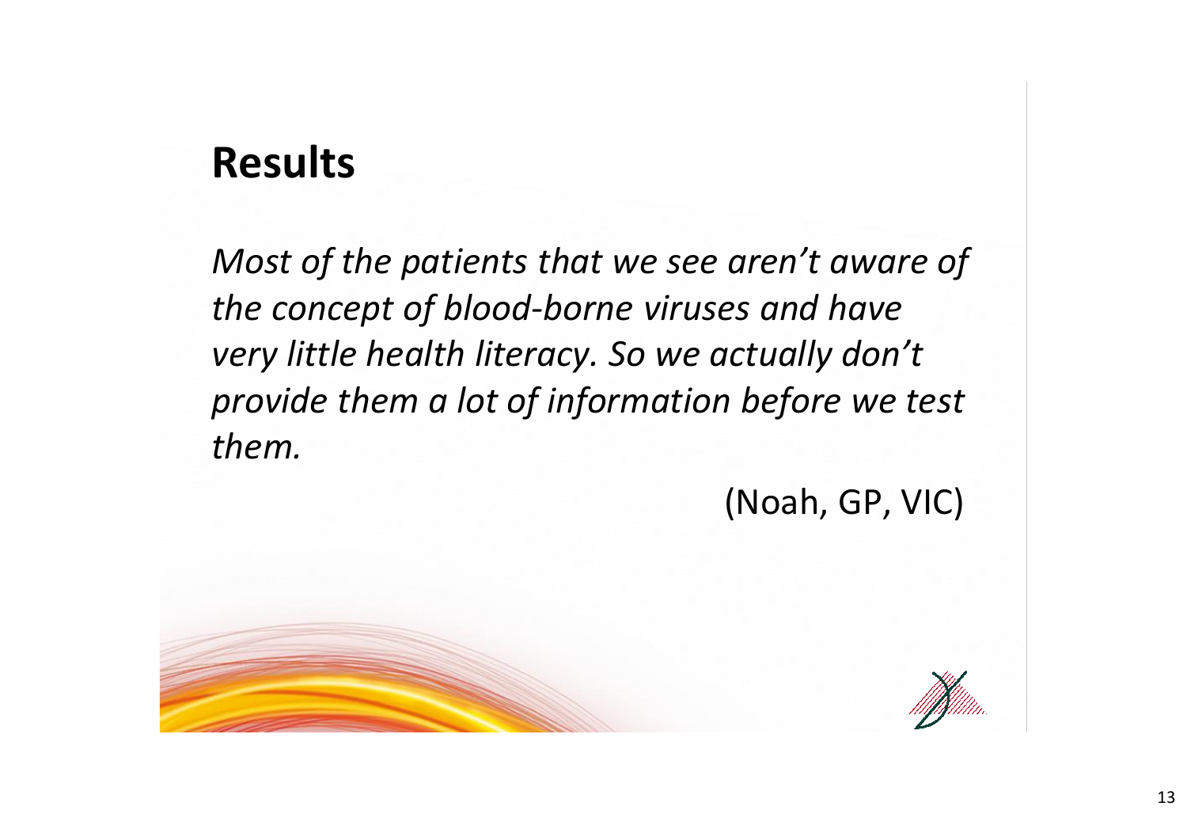## Results

*Most of the patients that we see aren't aware of the concept of blood-borne viruses and have very little health literacy. So we actually don't provide them a lot of information before we test them.*

(Noah, GP, VIC)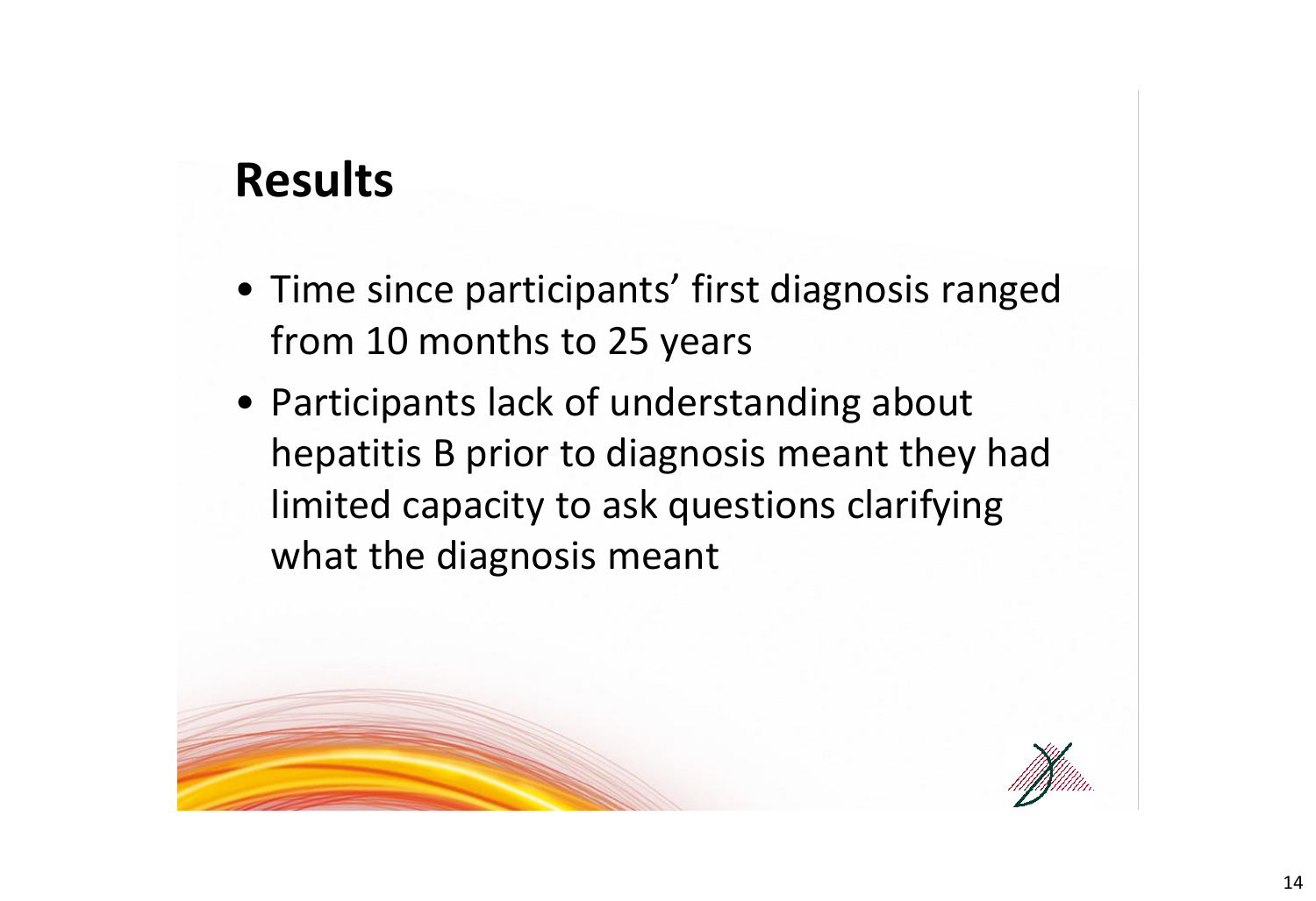## Results

- Time since participants' first diagnosis ranged from 10 months to 25 years
- Participants lack of understanding about hepatitis B prior to diagnosis meant they had limited capacity to ask questions clarifying what the diagnosis meant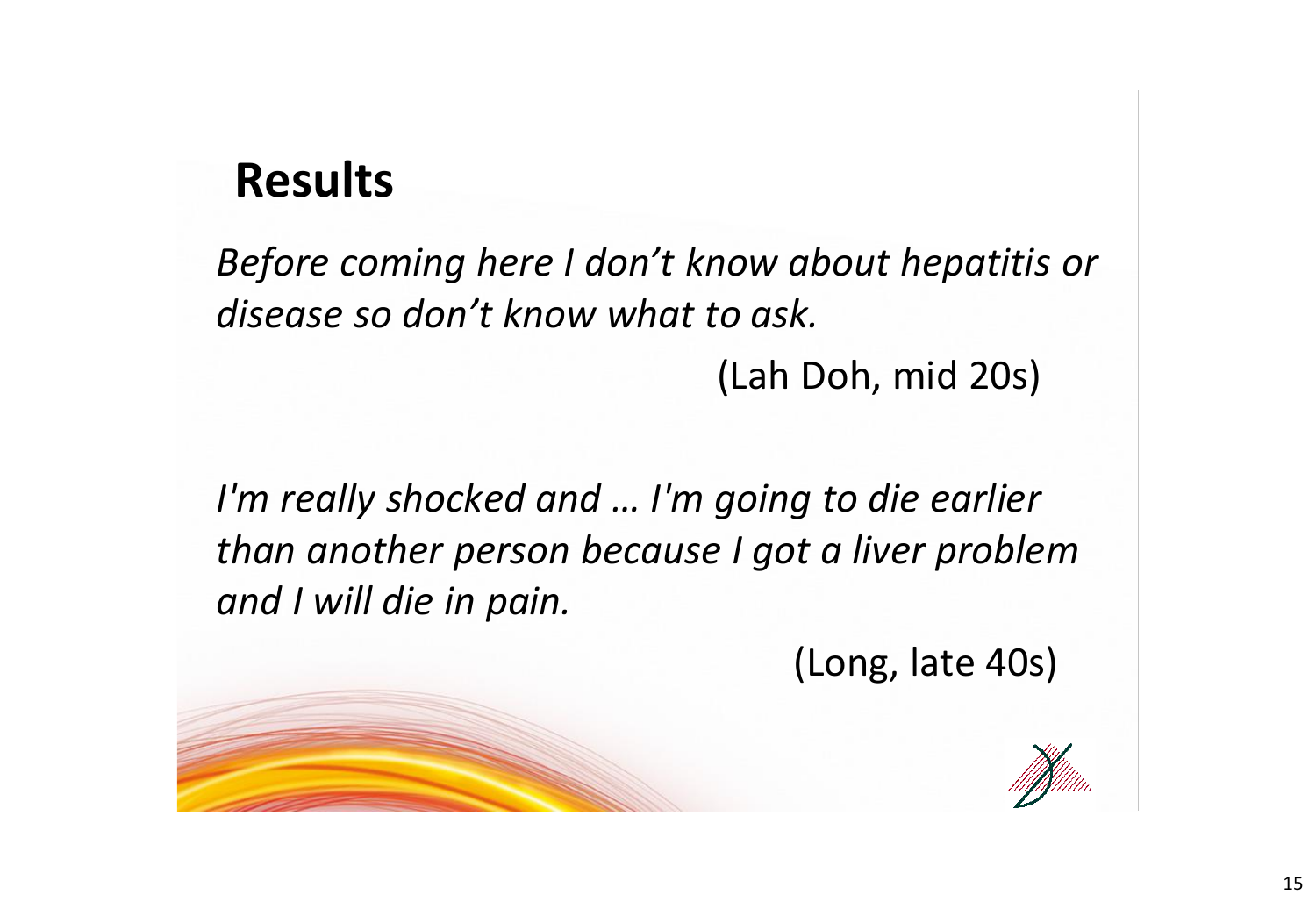## Results

*Before coming here I don't know about hepatitis or disease so don't know what to ask.*

(Lah Doh, mid 20s)

*I'm really shocked and … I'm going to die earlier than another person because I got a liver problem and I will die in pain.*

(Long, late 40s)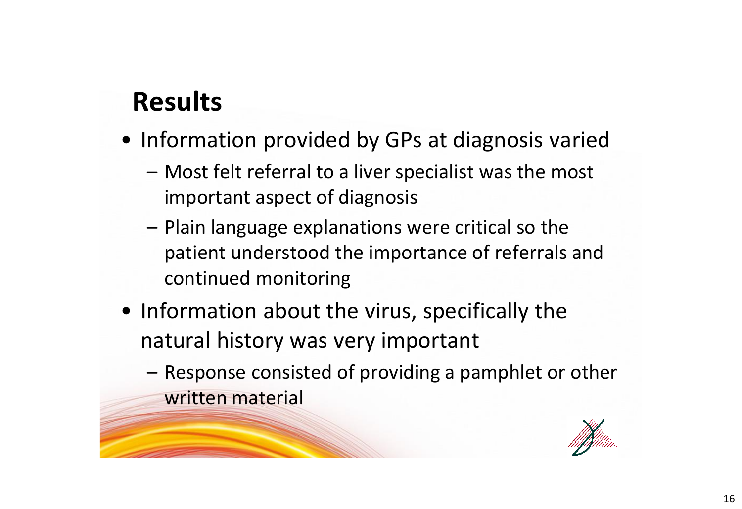## Results

- Information provided by GPs at diagnosis varied
  - Most felt referral to a liver specialist was the most important aspect of diagnosis
  - Plain language explanations were critical so the patient understood the importance of referrals and continued monitoring
- Information about the virus, specifically the natural history was very important
  - Response consisted of providing a pamphlet or other written material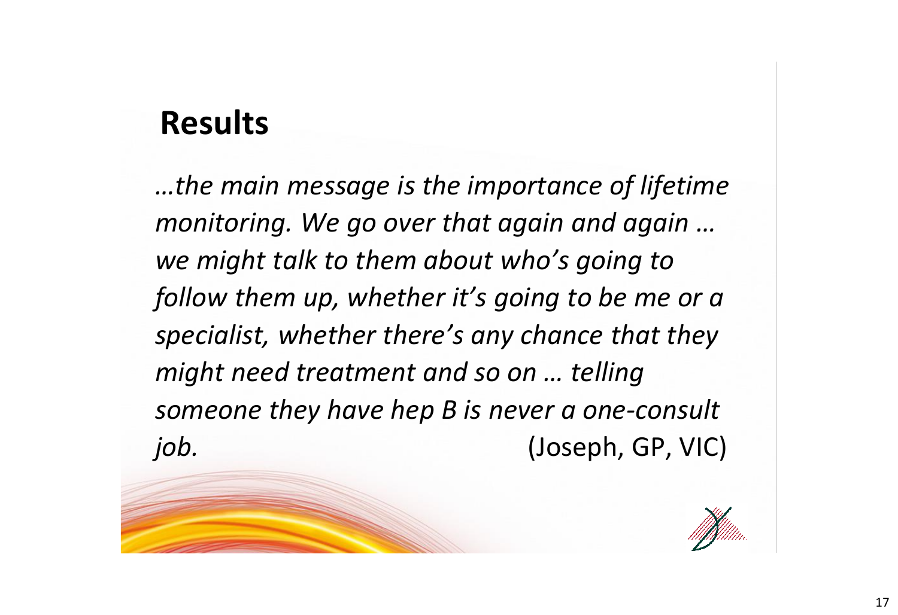## Results

*…the main message is the importance of lifetime monitoring. We go over that again and again … we might talk to them about who's going to follow them up, whether it's going to be me or a specialist, whether there's any chance that they might need treatment and so on … telling someone they have hep B is never a one-consult job.* (Joseph, GP, VIC)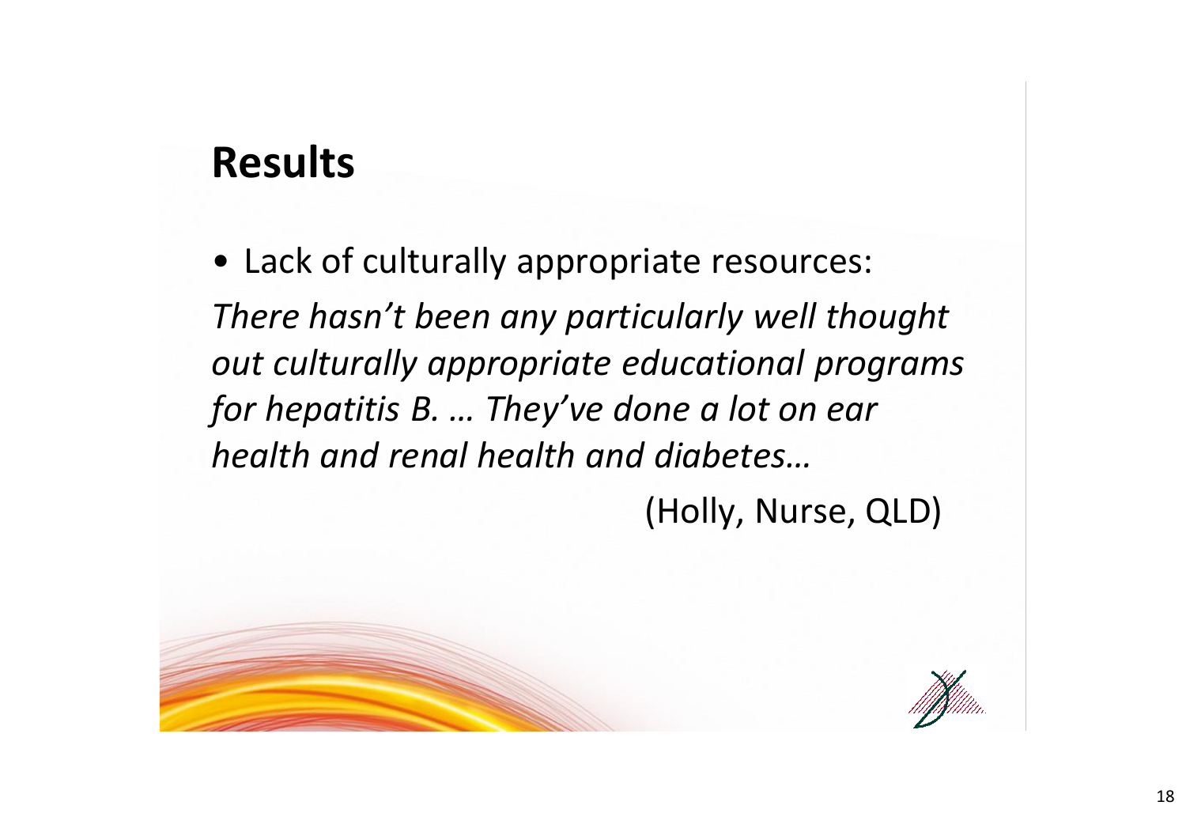## Results

- Lack of culturally appropriate resources:

*There hasn't been any particularly well thought out culturally appropriate educational programs for hepatitis B. … They've done a lot on ear health and renal health and diabetes…*

(Holly, Nurse, QLD)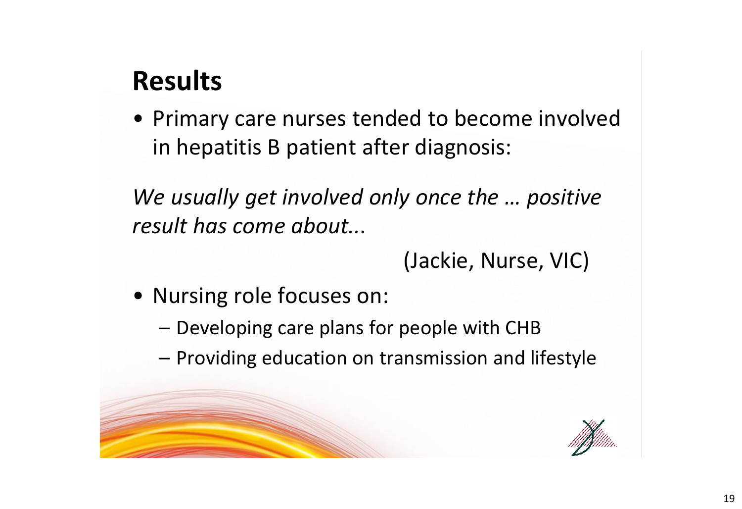## Results

- Primary care nurses tended to become involved in hepatitis B patient after diagnosis:

*We usually get involved only once the … positive result has come about...*

(Jackie, Nurse, VIC)

- Nursing role focuses on:
  - Developing care plans for people with CHB
  - Providing education on transmission and lifestyle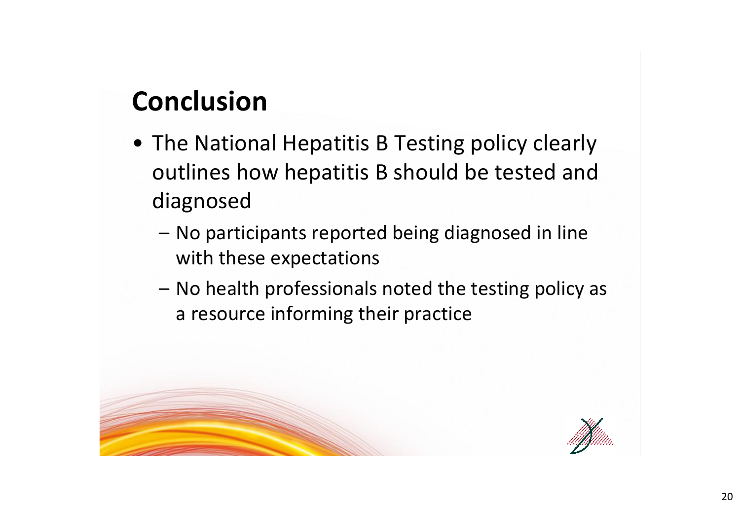# Conclusion

- The National Hepatitis B Testing policy clearly outlines how hepatitis B should be tested and diagnosed
  - No participants reported being diagnosed in line with these expectations
  - No health professionals noted the testing policy as a resource informing their practice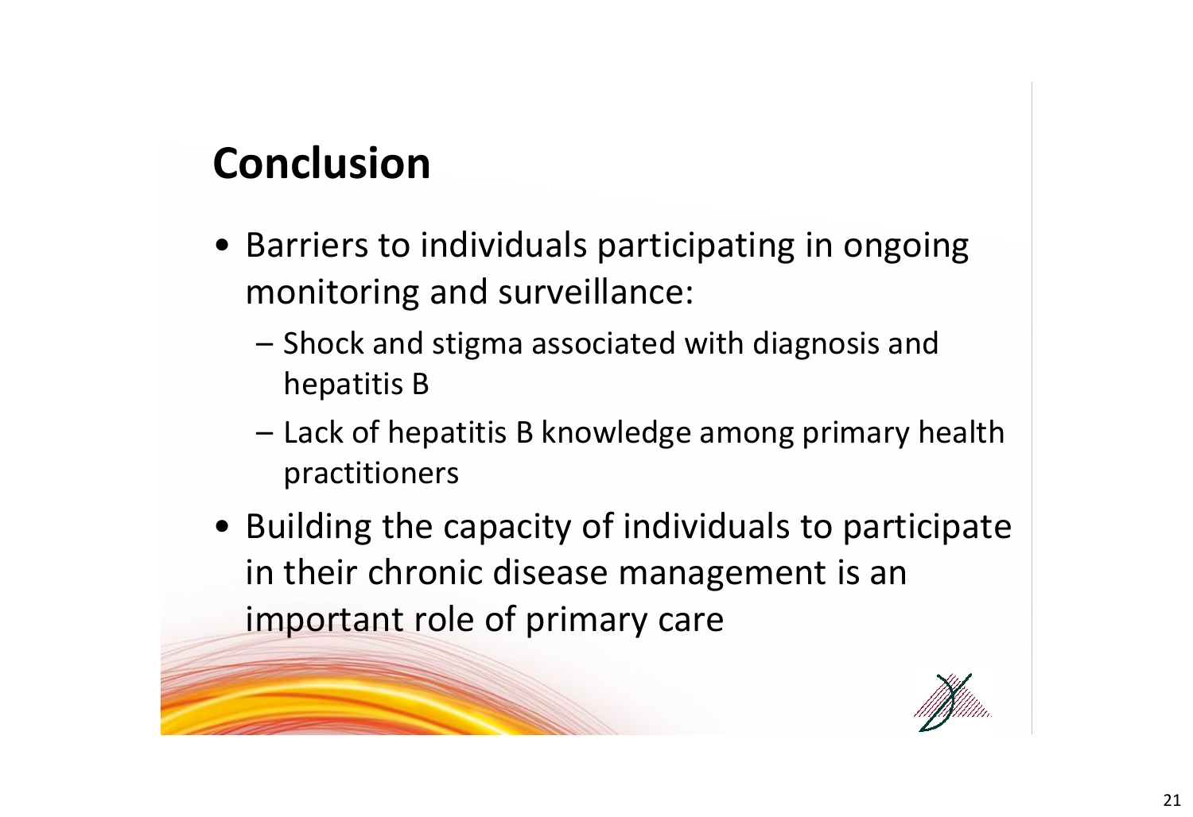## Conclusion

- Barriers to individuals participating in ongoing monitoring and surveillance:
  - Shock and stigma associated with diagnosis and hepatitis B
  - Lack of hepatitis B knowledge among primary health practitioners
- Building the capacity of individuals to participate in their chronic disease management is an important role of primary care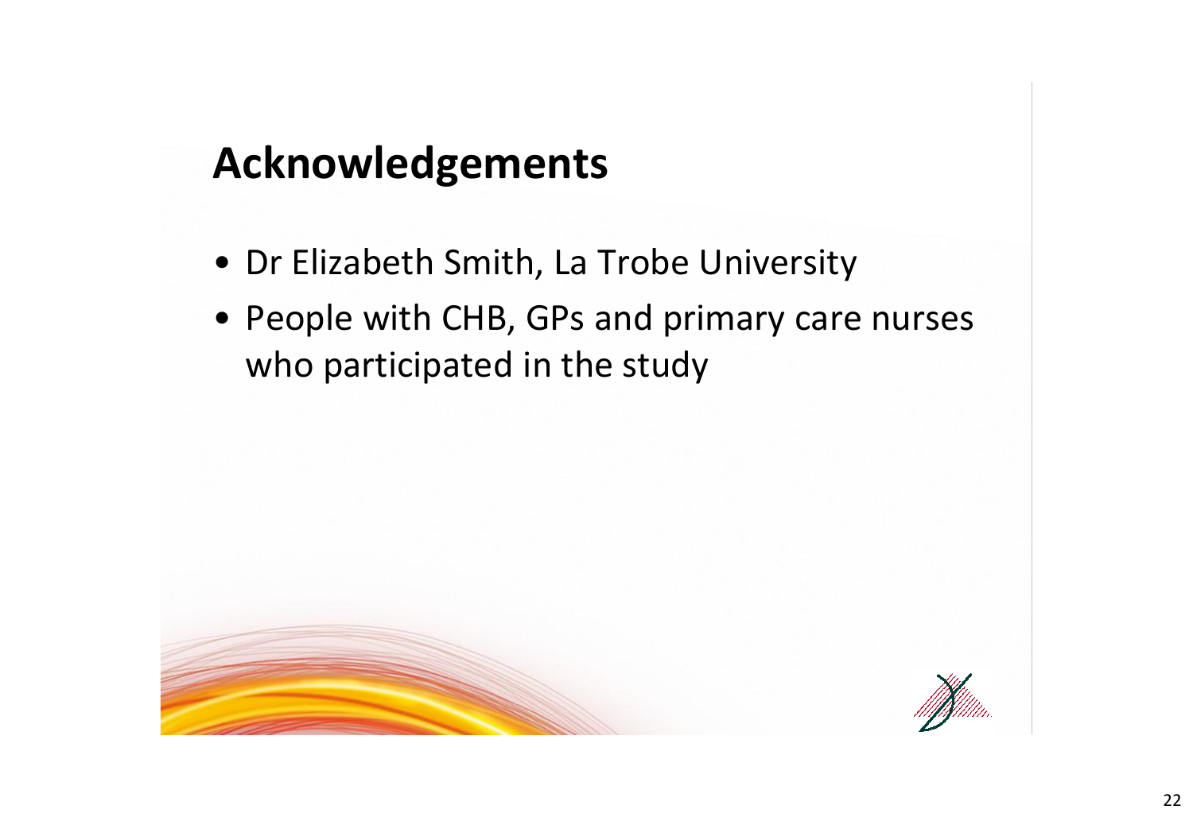# Acknowledgements

- Dr Elizabeth Smith, La Trobe University
- People with CHB, GPs and primary care nurses who participated in the study